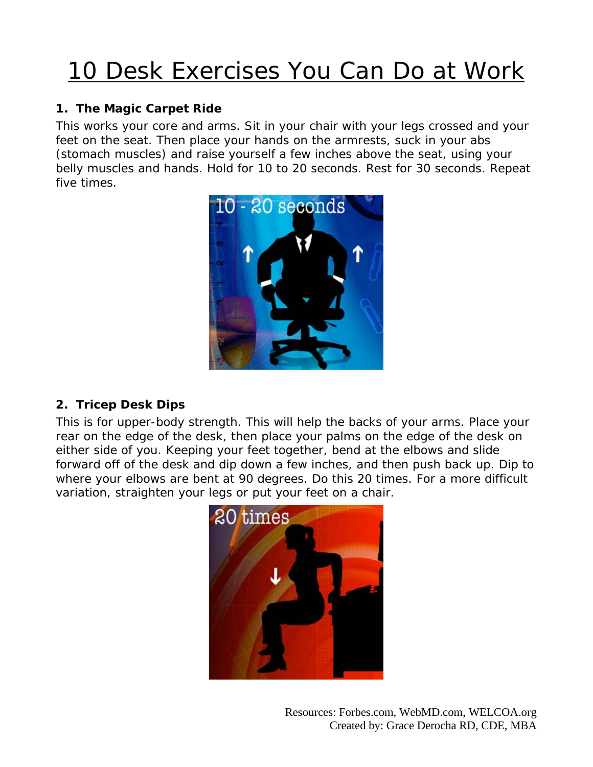# 10 Desk Exercises You Can Do at Work

### 1. The Magic Carpet Ride

This works your core and arms. Sit in your chair with your legs crossed and your feet on the seat. Then place your hands on the armrests, suck in your abs (stomach muscles) and raise yourself a few inches above the seat, using your belly muscles and hands. Hold for 10 to 20 seconds. Rest for 30 seconds. Repeat five times.

### 2. Tricep Desk Dips

This is for upper-body strength. This will help the backs of your arms. Place your rear on the edge of the desk, then place your palms on the edge of the desk on either side of you. Keeping your feet together, bend at the elbows and slide forward off of the desk and dip down a few inches, and then push back up. Dip to where your elbows are bent at 90 degrees. Do this 20 times. For a more difficult variation, straighten your legs or put your feet on a chair.

Resources: Forbes.com, WebMD.com, WELCOA.org
Created by: Grace Derocha RD, CDE, MBA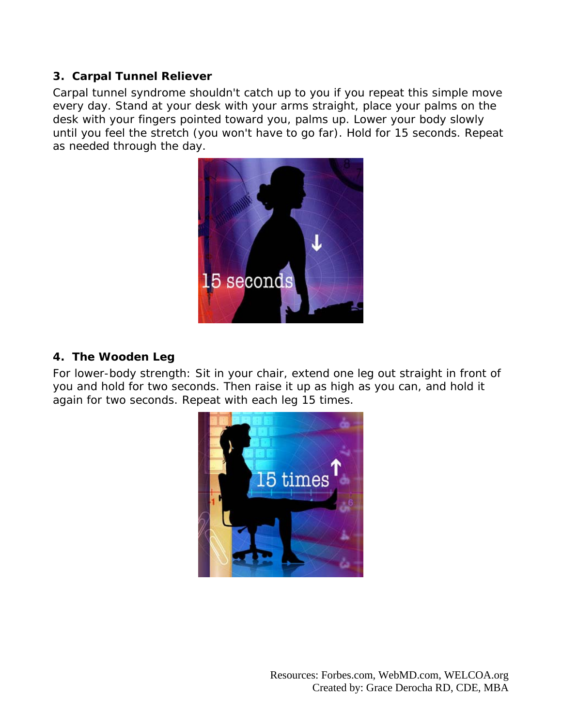### 3. Carpal Tunnel Reliever

Carpal tunnel syndrome shouldn't catch up to you if you repeat this simple move every day. Stand at your desk with your arms straight, place your palms on the desk with your fingers pointed toward you, palms up. Lower your body slowly until you feel the stretch (you won't have to go far). Hold for 15 seconds. Repeat as needed through the day.

### 4. The Wooden Leg

For lower-body strength: Sit in your chair, extend one leg out straight in front of you and hold for two seconds. Then raise it up as high as you can, and hold it again for two seconds. Repeat with each leg 15 times.

Resources: Forbes.com, WebMD.com, WELCOA.org
Created by: Grace Derocha RD, CDE, MBA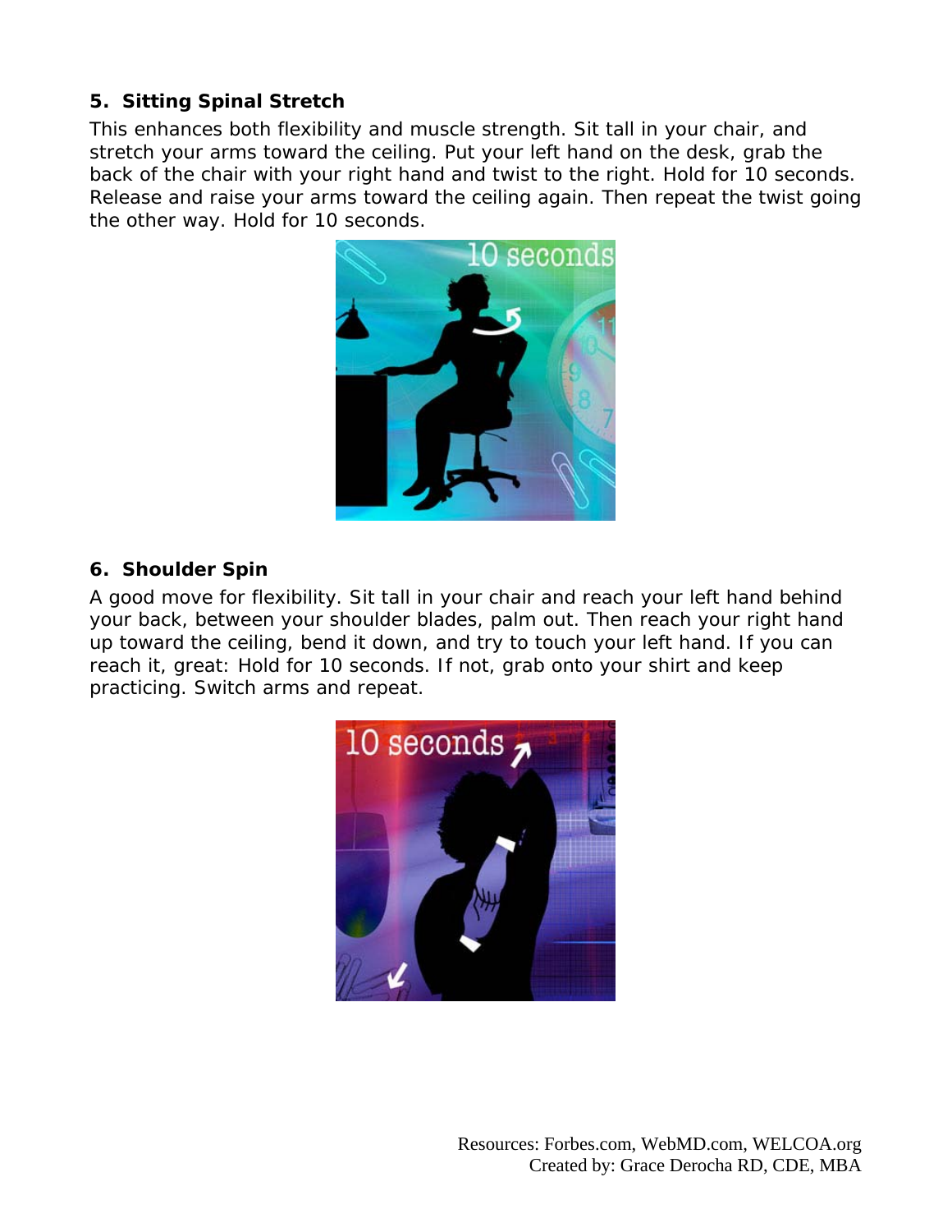**5. Sitting Spinal Stretch**

This enhances both flexibility and muscle strength. Sit tall in your chair, and stretch your arms toward the ceiling. Put your left hand on the desk, grab the back of the chair with your right hand and twist to the right. Hold for 10 seconds. Release and raise your arms toward the ceiling again. Then repeat the twist going the other way. Hold for 10 seconds.

**6. Shoulder Spin**

A good move for flexibility. Sit tall in your chair and reach your left hand behind your back, between your shoulder blades, palm out. Then reach your right hand up toward the ceiling, bend it down, and try to touch your left hand. If you can reach it, great: Hold for 10 seconds. If not, grab onto your shirt and keep practicing. Switch arms and repeat.

Resources: Forbes.com, WebMD.com, WELCOA.org
Created by: Grace Derocha RD, CDE, MBA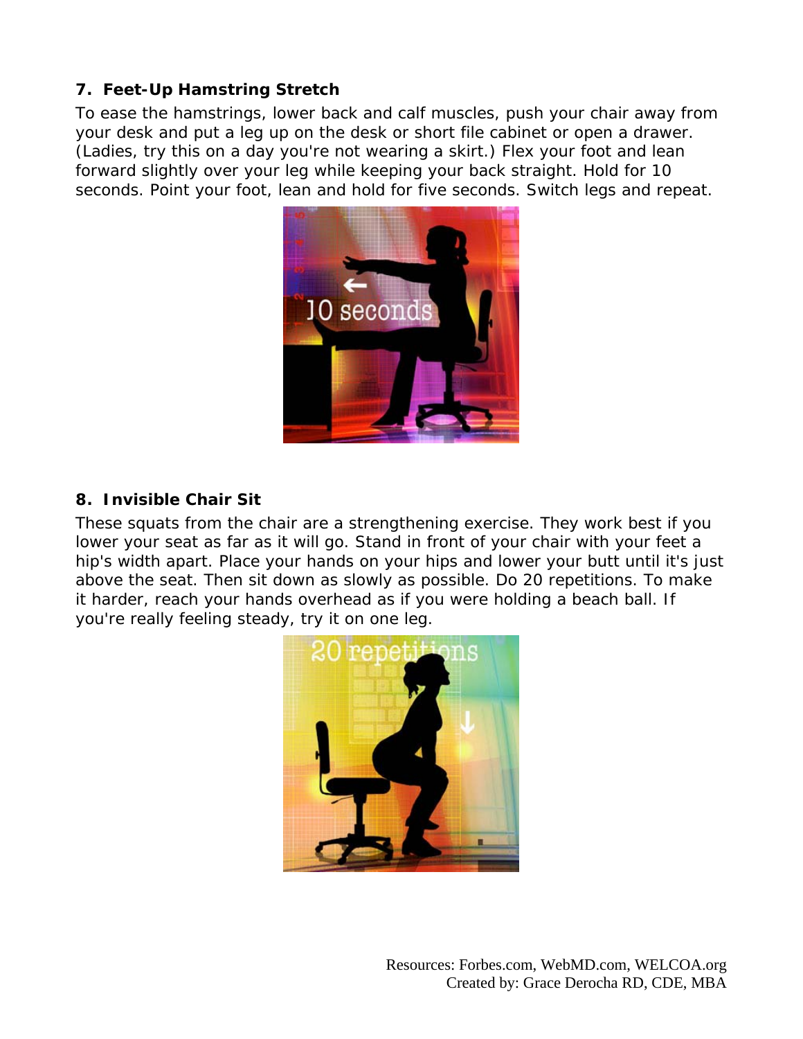**7. Feet-Up Hamstring Stretch**

To ease the hamstrings, lower back and calf muscles, push your chair away from your desk and put a leg up on the desk or short file cabinet or open a drawer. (Ladies, try this on a day you're not wearing a skirt.) Flex your foot and lean forward slightly over your leg while keeping your back straight. Hold for 10 seconds. Point your foot, lean and hold for five seconds. Switch legs and repeat.

**8. Invisible Chair Sit**

These squats from the chair are a strengthening exercise. They work best if you lower your seat as far as it will go. Stand in front of your chair with your feet a hip's width apart. Place your hands on your hips and lower your butt until it's just above the seat. Then sit down as slowly as possible. Do 20 repetitions. To make it harder, reach your hands overhead as if you were holding a beach ball. If you're really feeling steady, try it on one leg.

Resources: Forbes.com, WebMD.com, WELCOA.org
Created by: Grace Derocha RD, CDE, MBA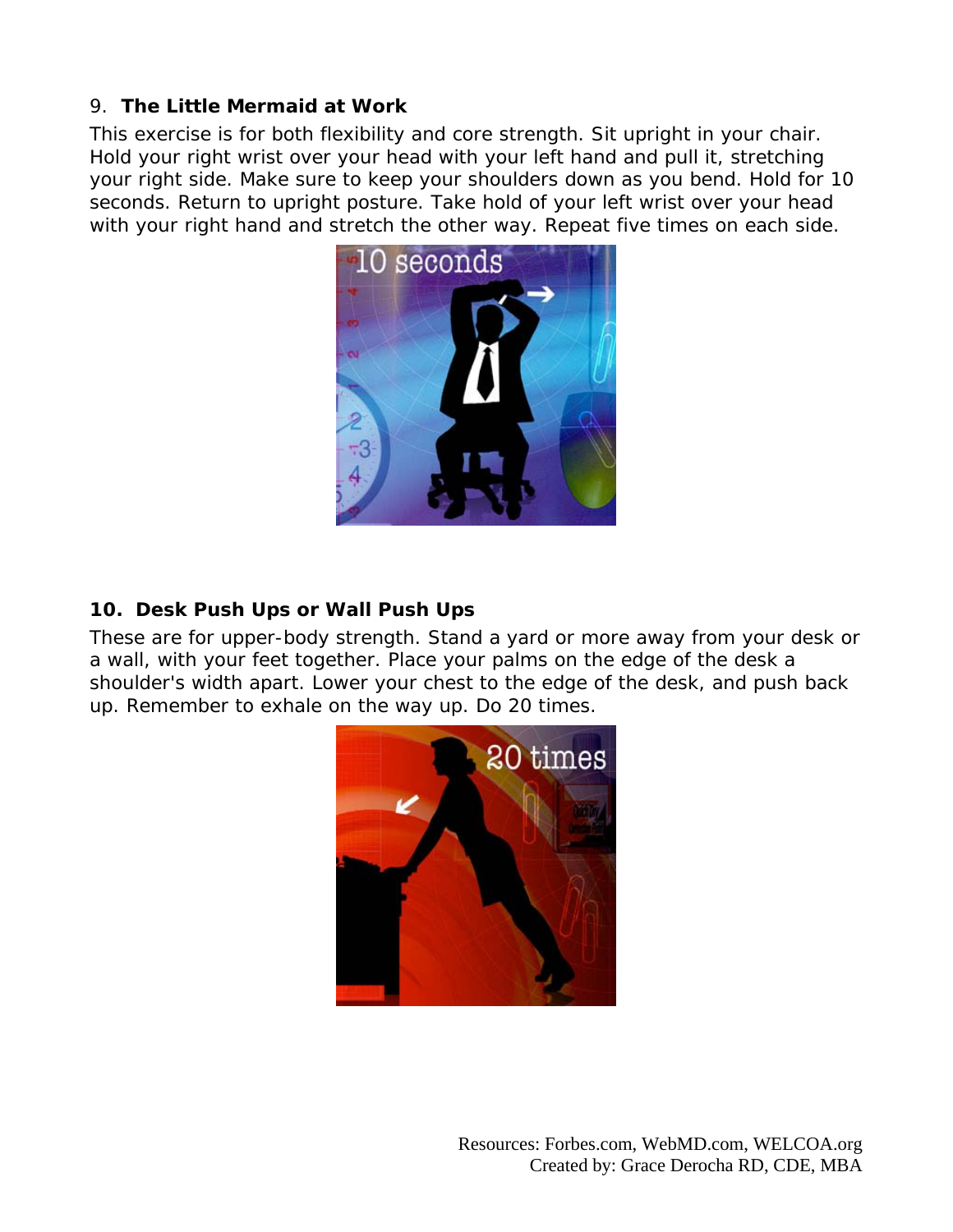9. **The Little Mermaid at Work**

This exercise is for both flexibility and core strength. Sit upright in your chair. Hold your right wrist over your head with your left hand and pull it, stretching your right side. Make sure to keep your shoulders down as you bend. Hold for 10 seconds. Return to upright posture. Take hold of your left wrist over your head with your right hand and stretch the other way. Repeat five times on each side.

**10. Desk Push Ups or Wall Push Ups**

These are for upper-body strength. Stand a yard or more away from your desk or a wall, with your feet together. Place your palms on the edge of the desk a shoulder's width apart. Lower your chest to the edge of the desk, and push back up. Remember to exhale on the way up. Do 20 times.

Resources: Forbes.com, WebMD.com, WELCOA.org
Created by: Grace Derocha RD, CDE, MBA